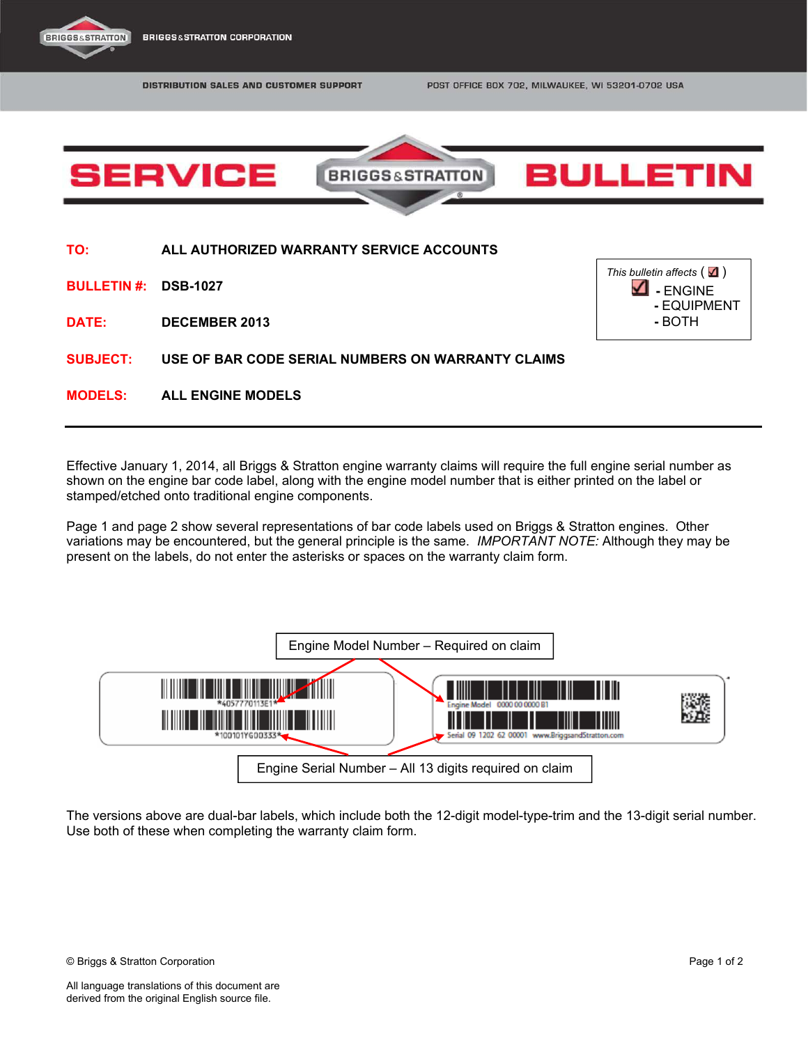**BRIGGS & STRATTON CORPORATION**

DISTRIBUTION SALES AND CUSTOMER SUPPORT    POST OFFICE BOX 702, MILWAUKEE, WI 53201-0702 USA

# SERVICE BULLETIN

**TO:** ALL AUTHORIZED WARRANTY SERVICE ACCOUNTS

**BULLETIN #:** DSB-1027

**DATE:** DECEMBER 2013

**SUBJECT:** USE OF BAR CODE SERIAL NUMBERS ON WARRANTY CLAIMS

**MODELS:** ALL ENGINE MODELS

*This bulletin affects* ( ☑ )
☑ - ENGINE
- EQUIPMENT
- BOTH

---

Effective January 1, 2014, all Briggs & Stratton engine warranty claims will require the full engine serial number as shown on the engine bar code label, along with the engine model number that is either printed on the label or stamped/etched onto traditional engine components.

Page 1 and page 2 show several representations of bar code labels used on Briggs & Stratton engines. Other variations may be encountered, but the general principle is the same. *IMPORTANT NOTE:* Although they may be present on the labels, do not enter the asterisks or spaces on the warranty claim form.

Engine Model Number – Required on claim

*405777011 3E1*

*100101YG00333*

Engine Model 0000 00 0000 B1

Serial 09 1202 62 00001 www.BriggsandStratton.com

Engine Serial Number – All 13 digits required on claim

The versions above are dual-bar labels, which include both the 12-digit model-type-trim and the 13-digit serial number. Use both of these when completing the warranty claim form.

© Briggs & Stratton Corporation

All language translations of this document are derived from the original English source file.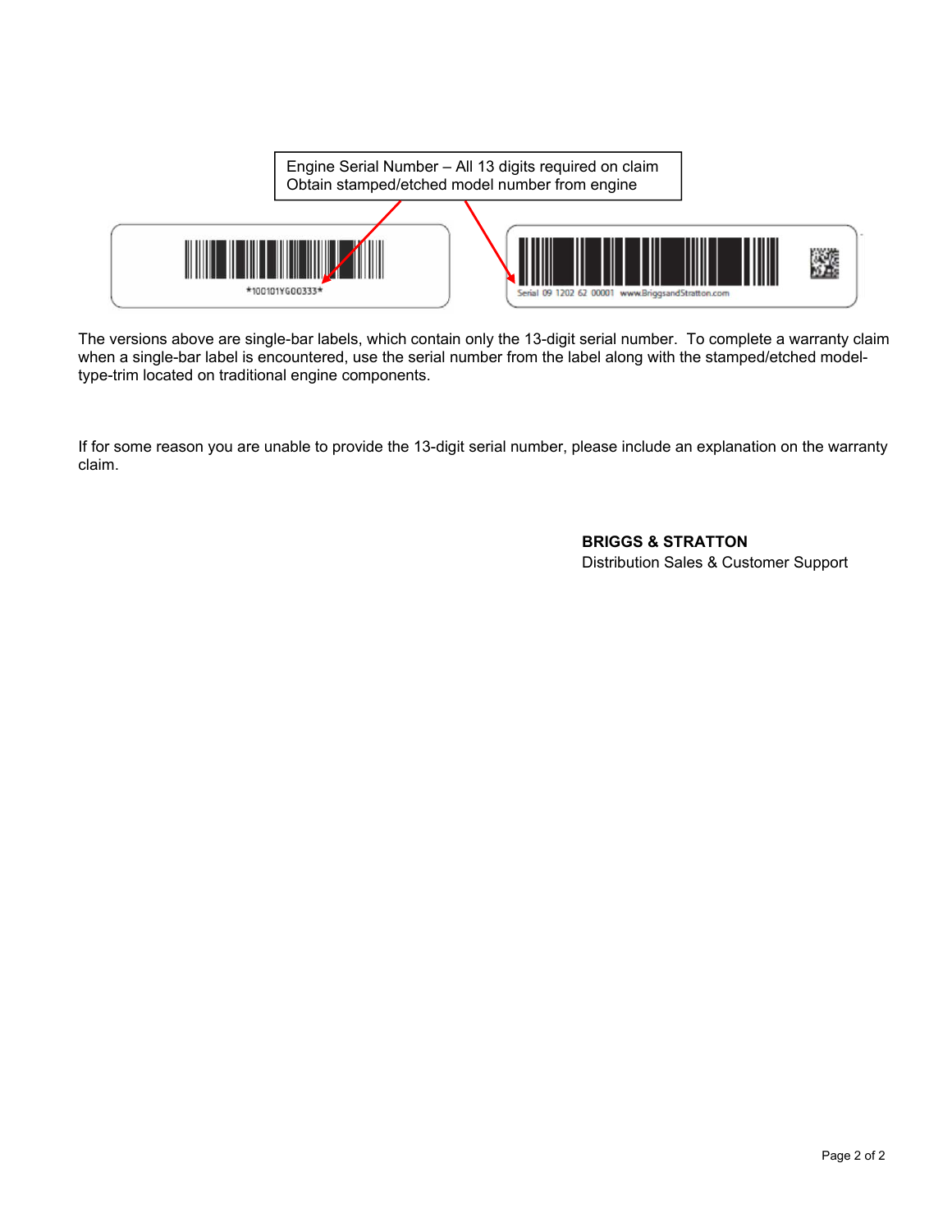Engine Serial Number – All 13 digits required on claim
Obtain stamped/etched model number from engine

*100101YG00333*

Serial 09 1202 62 00001 www.BriggsandStratton.com

The versions above are single-bar labels, which contain only the 13-digit serial number. To complete a warranty claim when a single-bar label is encountered, use the serial number from the label along with the stamped/etched model-type-trim located on traditional engine components.

If for some reason you are unable to provide the 13-digit serial number, please include an explanation on the warranty claim.

**BRIGGS & STRATTON**
Distribution Sales & Customer Support